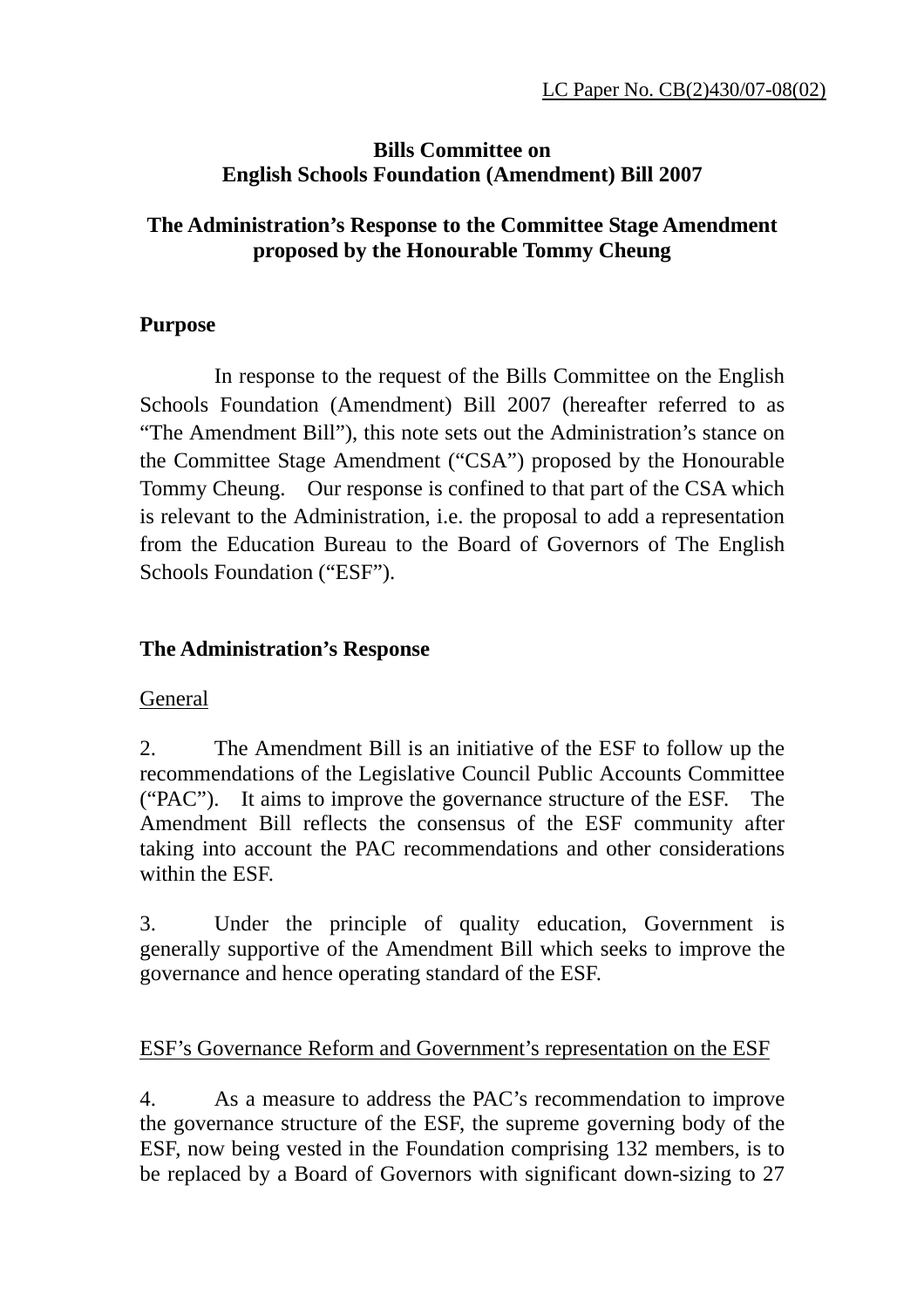LC Paper No. CB(2)430/07-08(02)

**Bills Committee on**
**English Schools Foundation (Amendment) Bill 2007**

**The Administration's Response to the Committee Stage Amendment proposed by the Honourable Tommy Cheung**

## Purpose

In response to the request of the Bills Committee on the English Schools Foundation (Amendment) Bill 2007 (hereafter referred to as "The Amendment Bill"), this note sets out the Administration's stance on the Committee Stage Amendment ("CSA") proposed by the Honourable Tommy Cheung. Our response is confined to that part of the CSA which is relevant to the Administration, i.e. the proposal to add a representation from the Education Bureau to the Board of Governors of The English Schools Foundation ("ESF").

## The Administration's Response

General

2. The Amendment Bill is an initiative of the ESF to follow up the recommendations of the Legislative Council Public Accounts Committee ("PAC"). It aims to improve the governance structure of the ESF. The Amendment Bill reflects the consensus of the ESF community after taking into account the PAC recommendations and other considerations within the ESF.

3. Under the principle of quality education, Government is generally supportive of the Amendment Bill which seeks to improve the governance and hence operating standard of the ESF.

ESF's Governance Reform and Government's representation on the ESF

4. As a measure to address the PAC's recommendation to improve the governance structure of the ESF, the supreme governing body of the ESF, now being vested in the Foundation comprising 132 members, is to be replaced by a Board of Governors with significant down-sizing to 27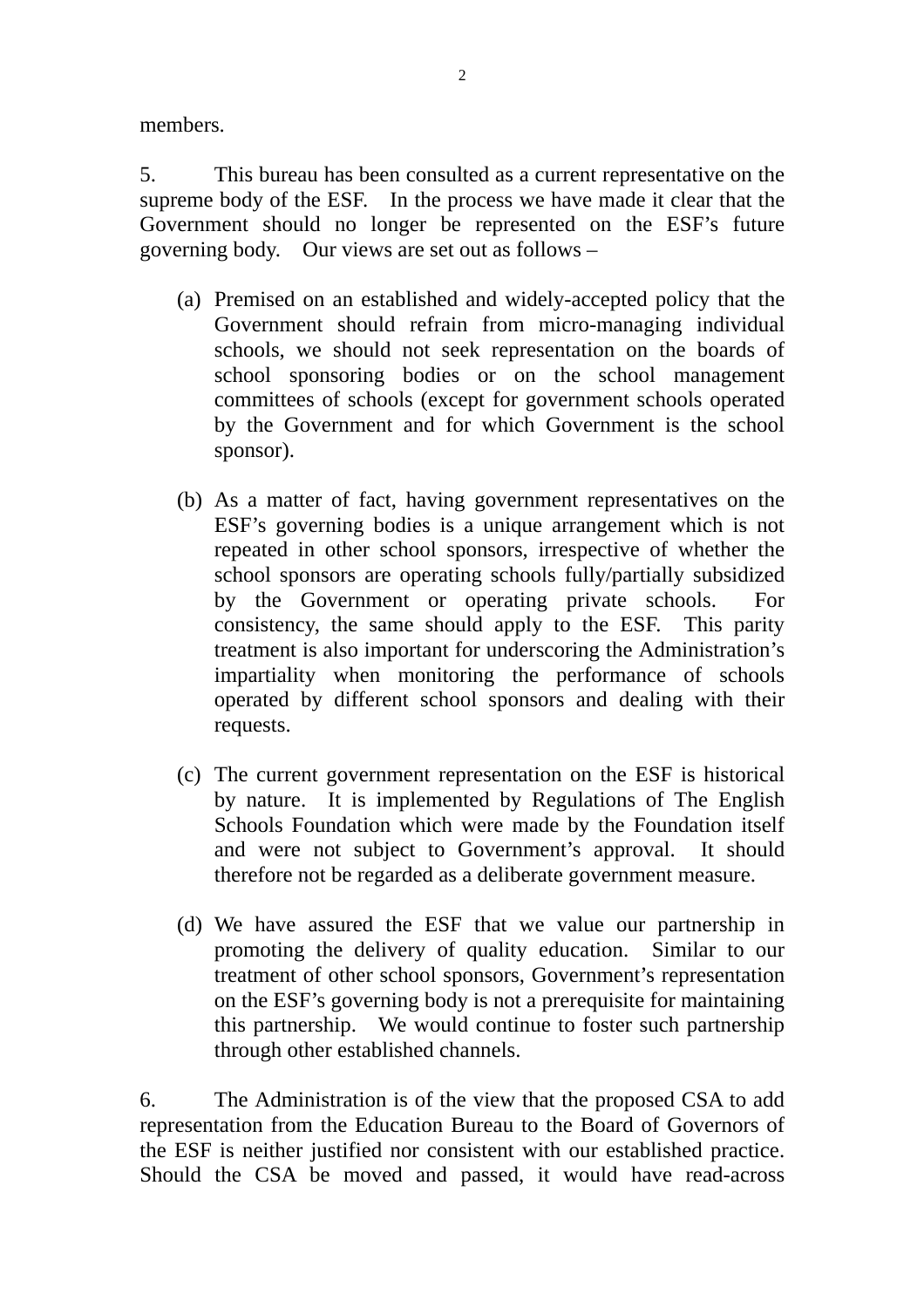members.

5. This bureau has been consulted as a current representative on the supreme body of the ESF. In the process we have made it clear that the Government should no longer be represented on the ESF's future governing body. Our views are set out as follows –

(a) Premised on an established and widely-accepted policy that the Government should refrain from micro-managing individual schools, we should not seek representation on the boards of school sponsoring bodies or on the school management committees of schools (except for government schools operated by the Government and for which Government is the school sponsor).

(b) As a matter of fact, having government representatives on the ESF's governing bodies is a unique arrangement which is not repeated in other school sponsors, irrespective of whether the school sponsors are operating schools fully/partially subsidized by the Government or operating private schools. For consistency, the same should apply to the ESF. This parity treatment is also important for underscoring the Administration's impartiality when monitoring the performance of schools operated by different school sponsors and dealing with their requests.

(c) The current government representation on the ESF is historical by nature. It is implemented by Regulations of The English Schools Foundation which were made by the Foundation itself and were not subject to Government's approval. It should therefore not be regarded as a deliberate government measure.

(d) We have assured the ESF that we value our partnership in promoting the delivery of quality education. Similar to our treatment of other school sponsors, Government's representation on the ESF's governing body is not a prerequisite for maintaining this partnership. We would continue to foster such partnership through other established channels.

6. The Administration is of the view that the proposed CSA to add representation from the Education Bureau to the Board of Governors of the ESF is neither justified nor consistent with our established practice. Should the CSA be moved and passed, it would have read-across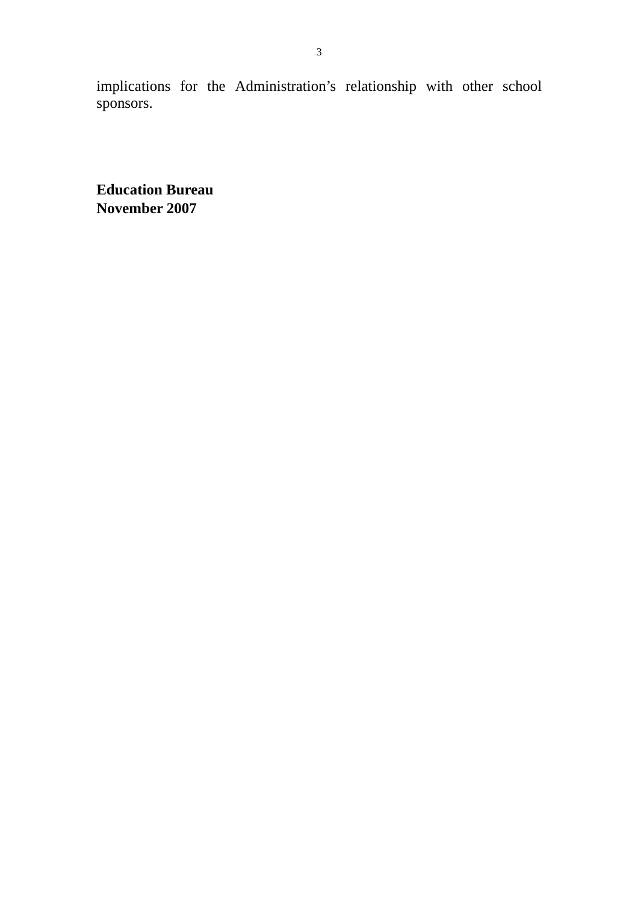implications for the Administration's relationship with other school sponsors.

**Education Bureau**
**November 2007**